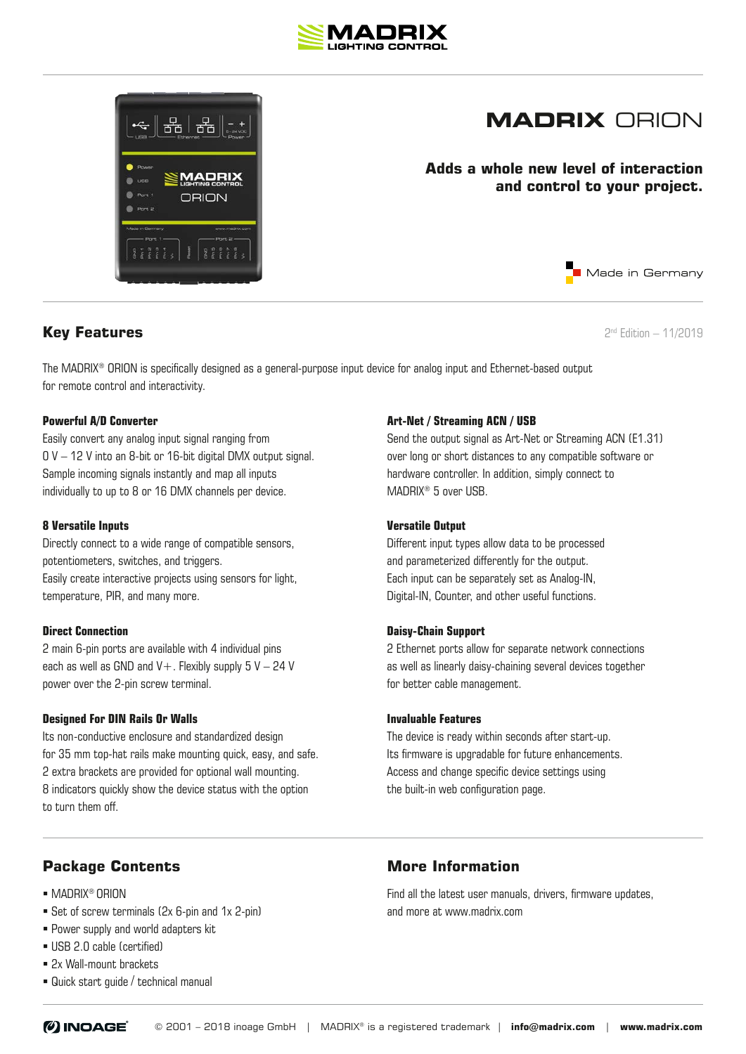# MADRIX ORION

**Adds a whole new level of interaction and control to your project.**

Made in Germany

## Key Features

2nd Edition – 11/2019

The MADRIX® ORION is specifically designed as a general-purpose input device for analog input and Ethernet-based output for remote control and interactivity.

### Powerful A/D Converter

Easily convert any analog input signal ranging from 0 V – 12 V into an 8-bit or 16-bit digital DMX output signal. Sample incoming signals instantly and map all inputs individually to up to 8 or 16 DMX channels per device.

### 8 Versatile Inputs

Directly connect to a wide range of compatible sensors, potentiometers, switches, and triggers. Easily create interactive projects using sensors for light, temperature, PIR, and many more.

### Direct Connection

2 main 6-pin ports are available with 4 individual pins each as well as GND and V+. Flexibly supply 5 V – 24 V power over the 2-pin screw terminal.

### Designed For DIN Rails Or Walls

Its non-conductive enclosure and standardized design for 35 mm top-hat rails make mounting quick, easy, and safe. 2 extra brackets are provided for optional wall mounting. 8 indicators quickly show the device status with the option to turn them off.

### Art-Net / Streaming ACN / USB

Send the output signal as Art-Net or Streaming ACN (E1.31) over long or short distances to any compatible software or hardware controller. In addition, simply connect to MADRIX® 5 over USB.

### Versatile Output

Different input types allow data to be processed and parameterized differently for the output. Each input can be separately set as Analog-IN, Digital-IN, Counter, and other useful functions.

### Daisy-Chain Support

2 Ethernet ports allow for separate network connections as well as linearly daisy-chaining several devices together for better cable management.

### Invaluable Features

The device is ready within seconds after start-up. Its firmware is upgradable for future enhancements. Access and change specific device settings using the built-in web configuration page.

## Package Contents

- MADRIX® ORION
- Set of screw terminals (2x 6-pin and 1x 2-pin)
- Power supply and world adapters kit
- USB 2.0 cable (certified)
- 2x Wall-mount brackets
- Quick start guide / technical manual

## More Information

Find all the latest user manuals, drivers, firmware updates, and more at www.madrix.com

© 2001 – 2018 inoage GmbH | MADRIX® is a registered trademark | **info@madrix.com** | **www.madrix.com**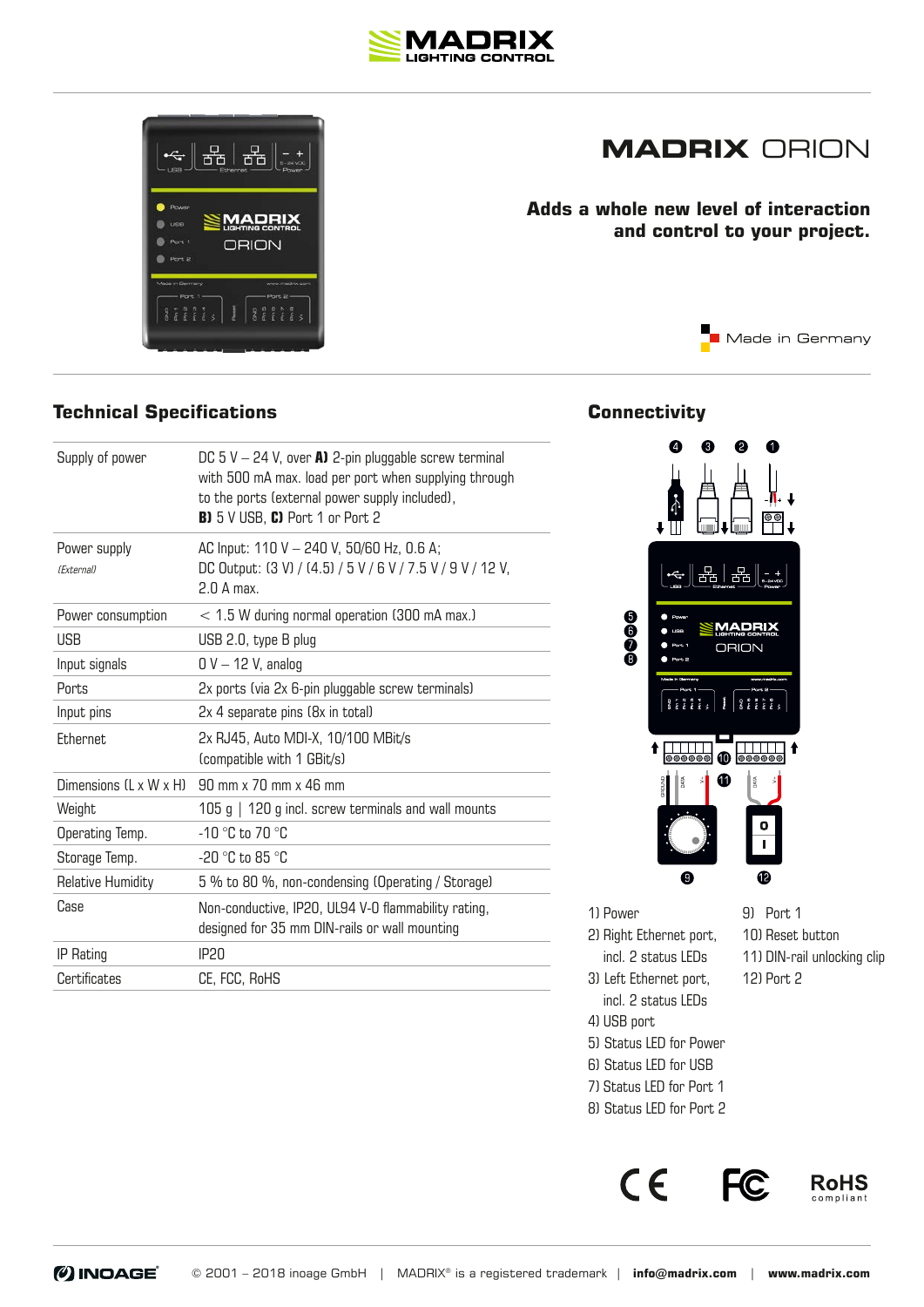# MADRIX ORION

**Adds a whole new level of interaction and control to your project.**

Made in Germany

## Technical Specifications

| | |
|---|---|
| Supply of power | DC 5 V – 24 V, over **A)** 2-pin pluggable screw terminal with 500 mA max. load per port when supplying through to the ports (external power supply included), **B)** 5 V USB, **C)** Port 1 or Port 2 |
| Power supply *(External)* | AC Input: 110 V – 240 V, 50/60 Hz, 0.6 A; DC Output: (3 V) / (4.5) / 5 V / 6 V / 7.5 V / 9 V / 12 V, 2.0 A max. |
| Power consumption | < 1.5 W during normal operation (300 mA max.) |
| USB | USB 2.0, type B plug |
| Input signals | 0 V – 12 V, analog |
| Ports | 2x ports (via 2x 6-pin pluggable screw terminals) |
| Input pins | 2x 4 separate pins (8x in total) |
| Ethernet | 2x RJ45, Auto MDI-X, 10/100 MBit/s (compatible with 1 GBit/s) |
| Dimensions (L x W x H) | 90 mm x 70 mm x 46 mm |
| Weight | 105 g \| 120 g incl. screw terminals and wall mounts |
| Operating Temp. | -10 °C to 70 °C |
| Storage Temp. | -20 °C to 85 °C |
| Relative Humidity | 5 % to 80 %, non-condensing (Operating / Storage) |
| Case | Non-conductive, IP20, UL94 V-0 flammability rating, designed for 35 mm DIN-rails or wall mounting |
| IP Rating | IP20 |
| Certificates | CE, FCC, RoHS |

## Connectivity

1) Power
2) Right Ethernet port, incl. 2 status LEDs
3) Left Ethernet port, incl. 2 status LEDs
4) USB port
5) Status LED for Power
6) Status LED for USB
7) Status LED for Port 1
8) Status LED for Port 2
9) Port 1
10) Reset button
11) DIN-rail unlocking clip
12) Port 2

CE FC RoHS compliant

INOAGE © 2001 – 2018 inoage GmbH | MADRIX® is a registered trademark | **info@madrix.com** | **www.madrix.com**